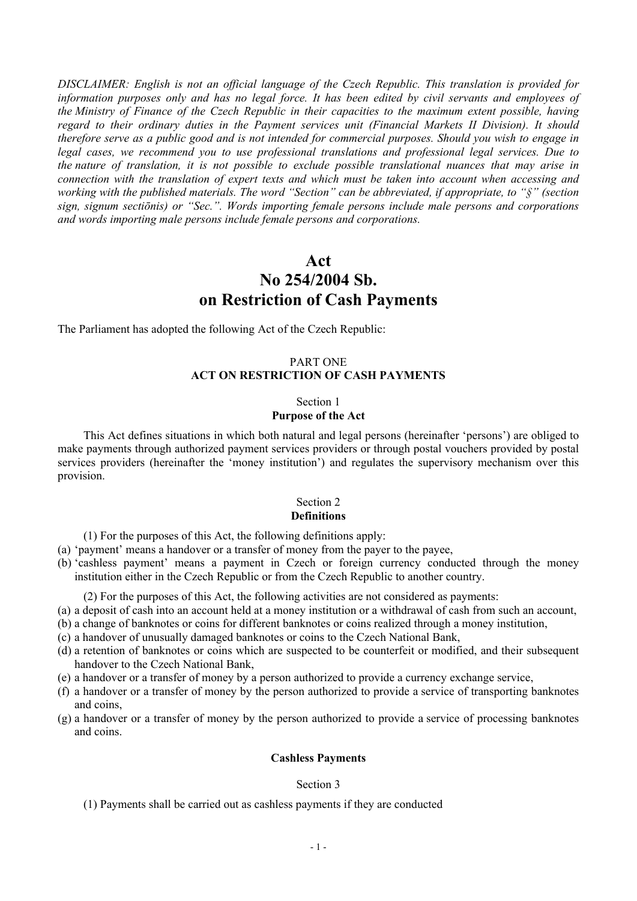*DISCLAIMER: English is not an official language of the Czech Republic. This translation is provided for information purposes only and has no legal force. It has been edited by civil servants and employees of the Ministry of Finance of the Czech Republic in their capacities to the maximum extent possible, having regard to their ordinary duties in the Payment services unit (Financial Markets II Division). It should therefore serve as a public good and is not intended for commercial purposes. Should you wish to engage in legal cases, we recommend you to use professional translations and professional legal services. Due to the nature of translation, it is not possible to exclude possible translational nuances that may arise in connection with the translation of expert texts and which must be taken into account when accessing and working with the published materials. The word "Section" can be abbreviated, if appropriate, to "§" (section sign, signum sectiōnis) or "Sec.". Words importing female persons include male persons and corporations and words importing male persons include female persons and corporations.*

# Act
# No 254/2004 Sb.
# on Restriction of Cash Payments

The Parliament has adopted the following Act of the Czech Republic:

## PART ONE
## ACT ON RESTRICTION OF CASH PAYMENTS

### Section 1
### Purpose of the Act

This Act defines situations in which both natural and legal persons (hereinafter 'persons') are obliged to make payments through authorized payment services providers or through postal vouchers provided by postal services providers (hereinafter the 'money institution') and regulates the supervisory mechanism over this provision.

### Section 2
### Definitions

(1) For the purposes of this Act, the following definitions apply:

(a) 'payment' means a handover or a transfer of money from the payer to the payee,
(b) 'cashless payment' means a payment in Czech or foreign currency conducted through the money institution either in the Czech Republic or from the Czech Republic to another country.

(2) For the purposes of this Act, the following activities are not considered as payments:

(a) a deposit of cash into an account held at a money institution or a withdrawal of cash from such an account,
(b) a change of banknotes or coins for different banknotes or coins realized through a money institution,
(c) a handover of unusually damaged banknotes or coins to the Czech National Bank,
(d) a retention of banknotes or coins which are suspected to be counterfeit or modified, and their subsequent handover to the Czech National Bank,
(e) a handover or a transfer of money by a person authorized to provide a currency exchange service,
(f) a handover or a transfer of money by the person authorized to provide a service of transporting banknotes and coins,
(g) a handover or a transfer of money by the person authorized to provide a service of processing banknotes and coins.

### Cashless Payments

### Section 3

(1) Payments shall be carried out as cashless payments if they are conducted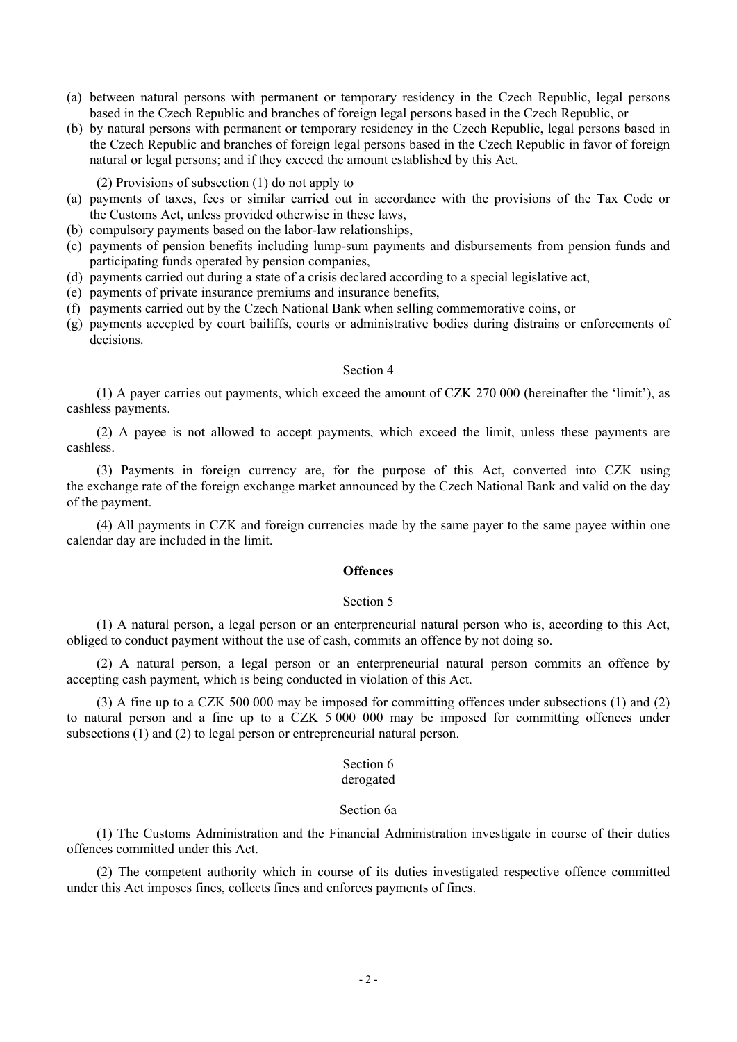(a) between natural persons with permanent or temporary residency in the Czech Republic, legal persons based in the Czech Republic and branches of foreign legal persons based in the Czech Republic, or

(b) by natural persons with permanent or temporary residency in the Czech Republic, legal persons based in the Czech Republic and branches of foreign legal persons based in the Czech Republic in favor of foreign natural or legal persons; and if they exceed the amount established by this Act.

(2) Provisions of subsection (1) do not apply to

(a) payments of taxes, fees or similar carried out in accordance with the provisions of the Tax Code or the Customs Act, unless provided otherwise in these laws,

(b) compulsory payments based on the labor-law relationships,

(c) payments of pension benefits including lump-sum payments and disbursements from pension funds and participating funds operated by pension companies,

(d) payments carried out during a state of a crisis declared according to a special legislative act,

(e) payments of private insurance premiums and insurance benefits,

(f) payments carried out by the Czech National Bank when selling commemorative coins, or

(g) payments accepted by court bailiffs, courts or administrative bodies during distrains or enforcements of decisions.

Section 4

(1) A payer carries out payments, which exceed the amount of CZK 270 000 (hereinafter the 'limit'), as cashless payments.

(2) A payee is not allowed to accept payments, which exceed the limit, unless these payments are cashless.

(3) Payments in foreign currency are, for the purpose of this Act, converted into CZK using the exchange rate of the foreign exchange market announced by the Czech National Bank and valid on the day of the payment.

(4) All payments in CZK and foreign currencies made by the same payer to the same payee within one calendar day are included in the limit.

**Offences**

Section 5

(1) A natural person, a legal person or an enterpreneurial natural person who is, according to this Act, obliged to conduct payment without the use of cash, commits an offence by not doing so.

(2) A natural person, a legal person or an enterpreneurial natural person commits an offence by accepting cash payment, which is being conducted in violation of this Act.

(3) A fine up to a CZK 500 000 may be imposed for committing offences under subsections (1) and (2) to natural person and a fine up to a CZK 5 000 000 may be imposed for committing offences under subsections (1) and (2) to legal person or entrepreneurial natural person.

Section 6
derogated

Section 6a

(1) The Customs Administration and the Financial Administration investigate in course of their duties offences committed under this Act.

(2) The competent authority which in course of its duties investigated respective offence committed under this Act imposes fines, collects fines and enforces payments of fines.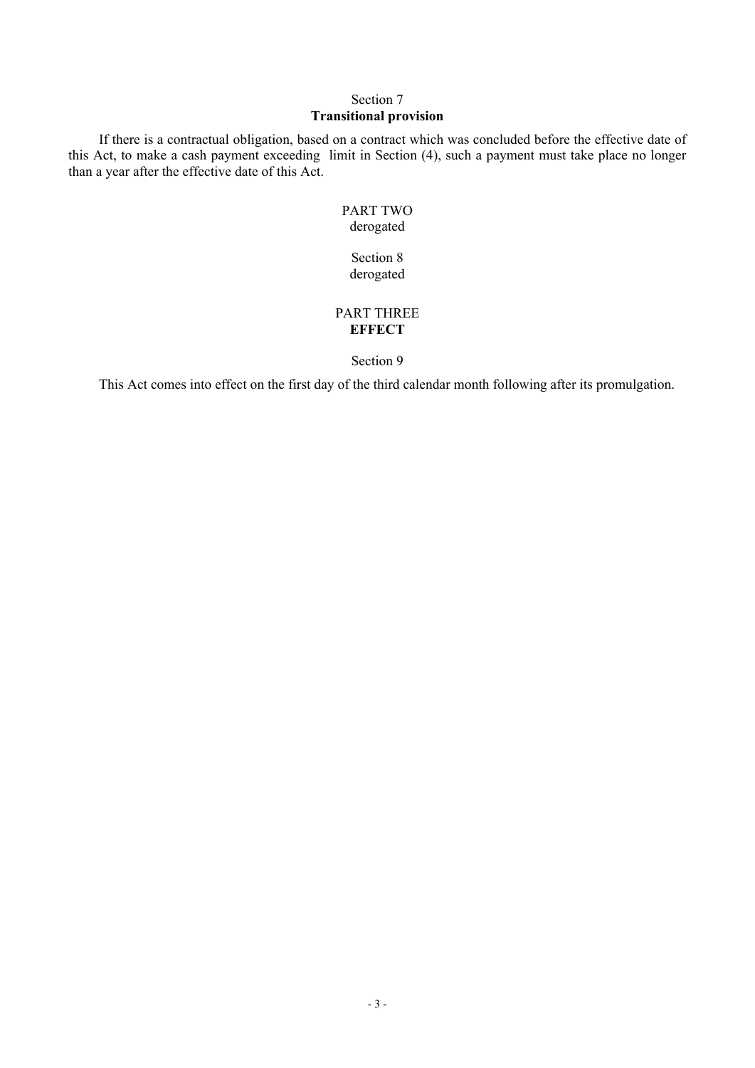Section 7
**Transitional provision**

If there is a contractual obligation, based on a contract which was concluded before the effective date of this Act, to make a cash payment exceeding limit in Section (4), such a payment must take place no longer than a year after the effective date of this Act.

PART TWO
derogated

Section 8
derogated

PART THREE
**EFFECT**

Section 9

This Act comes into effect on the first day of the third calendar month following after its promulgation.